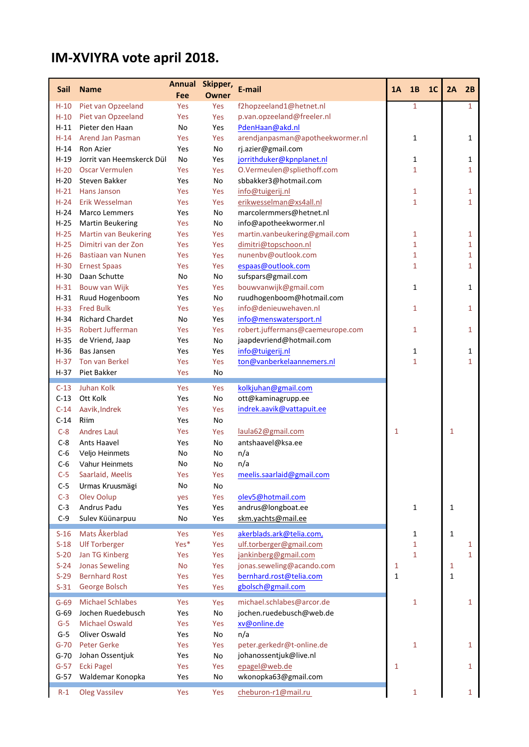# IM-XVIYRA vote april 2018.

| Sail | Name | Annual Fee | Skipper, Owner | E-mail | 1A | 1B | 1C | 2A | 2B |
|---|---|---|---|---|---|---|---|---|---|
| H-10 | Piet van Opzeeland | Yes | Yes | f2hopzeeland1@hetnet.nl | | 1 | | | 1 |
| H-10 | Piet van Opzeeland | Yes | Yes | p.van.opzeeland@freeler.nl | | | | | |
| H-11 | Pieter den Haan | No | Yes | PdenHaan@akd.nl | | | | | |
| H-14 | Arend Jan Pasman | Yes | Yes | arendjanpasman@apotheekwormer.nl | | 1 | | | 1 |
| H-14 | Ron Azier | Yes | No | rj.azier@gmail.com | | | | | |
| H-19 | Jorrit van Heemskerck Dül | No | Yes | jorrithduker@kpnplanet.nl | | 1 | | | 1 |
| H-20 | Oscar Vermulen | Yes | Yes | O.Vermeulen@spliethoff.com | | 1 | | | 1 |
| H-20 | Steven Bakker | Yes | No | sbbakker3@hotmail.com | | | | | |
| H-21 | Hans Janson | Yes | Yes | info@tuigerij.nl | | 1 | | | 1 |
| H-24 | Erik Wesselman | Yes | Yes | erikwesselman@xs4all.nl | | 1 | | | 1 |
| H-24 | Marco Lemmers | Yes | No | marcolermmers@hetnet.nl | | | | | |
| H-25 | Martin Beukering | Yes | No | info@apotheekwormer.nl | | | | | |
| H-25 | Martin van Beukering | Yes | Yes | martin.vanbeukering@gmail.com | | 1 | | | 1 |
| H-25 | Dimitri van der Zon | Yes | Yes | dimitri@topschoon.nl | | 1 | | | 1 |
| H-26 | Bastiaan van Nunen | Yes | Yes | nunenbv@outlook.com | | 1 | | | 1 |
| H-30 | Ernest Spaas | Yes | Yes | espaas@outlook.com | | 1 | | | 1 |
| H-30 | Daan Schutte | No | No | sufspars@gmail.com | | | | | |
| H-31 | Bouw van Wijk | Yes | Yes | bouwvanwijk@gmail.com | | 1 | | | 1 |
| H-31 | Ruud Hogenboom | Yes | No | ruudhogenboom@hotmail.com | | | | | |
| H-33 | Fred Bulk | Yes | Yes | info@denieuwehaven.nl | | 1 | | | 1 |
| H-34 | Richard Chardet | No | Yes | info@menswatersport.nl | | | | | |
| H-35 | Robert Jufferman | Yes | Yes | robert.juffermans@caemeurope.com | | 1 | | | 1 |
| H-35 | de Vriend, Jaap | Yes | No | jaapdevriend@hotmail.com | | | | | |
| H-36 | Bas Jansen | Yes | Yes | info@tuigerij.nl | | 1 | | | 1 |
| H-37 | Ton van Berkel | Yes | Yes | ton@vanberkelaannemers.nl | | 1 | | | 1 |
| H-37 | Piet Bakker | Yes | No | | | | | | |
| C-13 | Juhan Kolk | Yes | Yes | kolkjuhan@gmail.com | | | | | |
| C-13 | Ott Kolk | Yes | No | ott@kaminagrupp.ee | | | | | |
| C-14 | Aavik,Indrek | Yes | Yes | indrek.aavik@vattapuit.ee | | | | | |
| C-14 | Riim | Yes | No | | | | | | |
| C-8 | Andres Laul | Yes | Yes | laula62@gmail.com | 1 | | | 1 | |
| C-8 | Ants Haavel | Yes | No | antshaavel@ksa.ee | | | | | |
| C-6 | Veljo Heinmets | No | No | n/a | | | | | |
| C-6 | Vahur Heinmets | No | No | n/a | | | | | |
| C-5 | Saarlaid, Meelis | Yes | Yes | meelis.saarlaid@gmail.com | | | | | |
| C-5 | Urmas Kruusmägi | No | No | | | | | | |
| C-3 | Olev Oolup | yes | Yes | olev5@hotmail.com | | | | | |
| C-3 | Andrus Padu | Yes | Yes | andrus@longboat.ee | | 1 | | 1 | |
| C-9 | Sulev Küünarpuu | No | Yes | skm.yachts@mail.ee | | | | | |
| S-16 | Mats Åkerblad | Yes | Yes | akerblads.ark@telia.com, | | 1 | | 1 | |
| S-18 | Ulf Torberger | Yes* | Yes | ulf.torberger@gmail.com | | 1 | | | 1 |
| S-20 | Jan TG Kinberg | Yes | Yes | jankinberg@gmail.com | | 1 | | | 1 |
| S-24 | Jonas Seweling | No | Yes | jonas.seweling@acando.com | 1 | | | 1 | |
| S-29 | Bernhard Rost | Yes | Yes | bernhard.rost@telia.com | 1 | | | 1 | |
| S-31 | George Bolsch | Yes | Yes | gbolsch@gmail.com | | | | | |
| G-69 | Michael Schlabes | Yes | Yes | michael.schlabes@arcor.de | | 1 | | | 1 |
| G-69 | Jochen Ruedebusch | Yes | No | jochen.ruedebusch@web.de | | | | | |
| G-5 | Michael Oswald | Yes | Yes | xv@online.de | | | | | |
| G-5 | Oliver Oswald | Yes | No | n/a | | | | | |
| G-70 | Peter Gerke | Yes | Yes | peter.gerkedr@t-online.de | | 1 | | | 1 |
| G-70 | Johan Ossentjuk | Yes | No | johanossentjuk@live.nl | | | | | |
| G-57 | Ecki Pagel | Yes | Yes | epagel@web.de | 1 | | | | 1 |
| G-57 | Waldemar Konopka | Yes | No | wkonopka63@gmail.com | | | | | |
| R-1 | Oleg Vassilev | Yes | Yes | cheburon-r1@mail.ru | | 1 | | | 1 |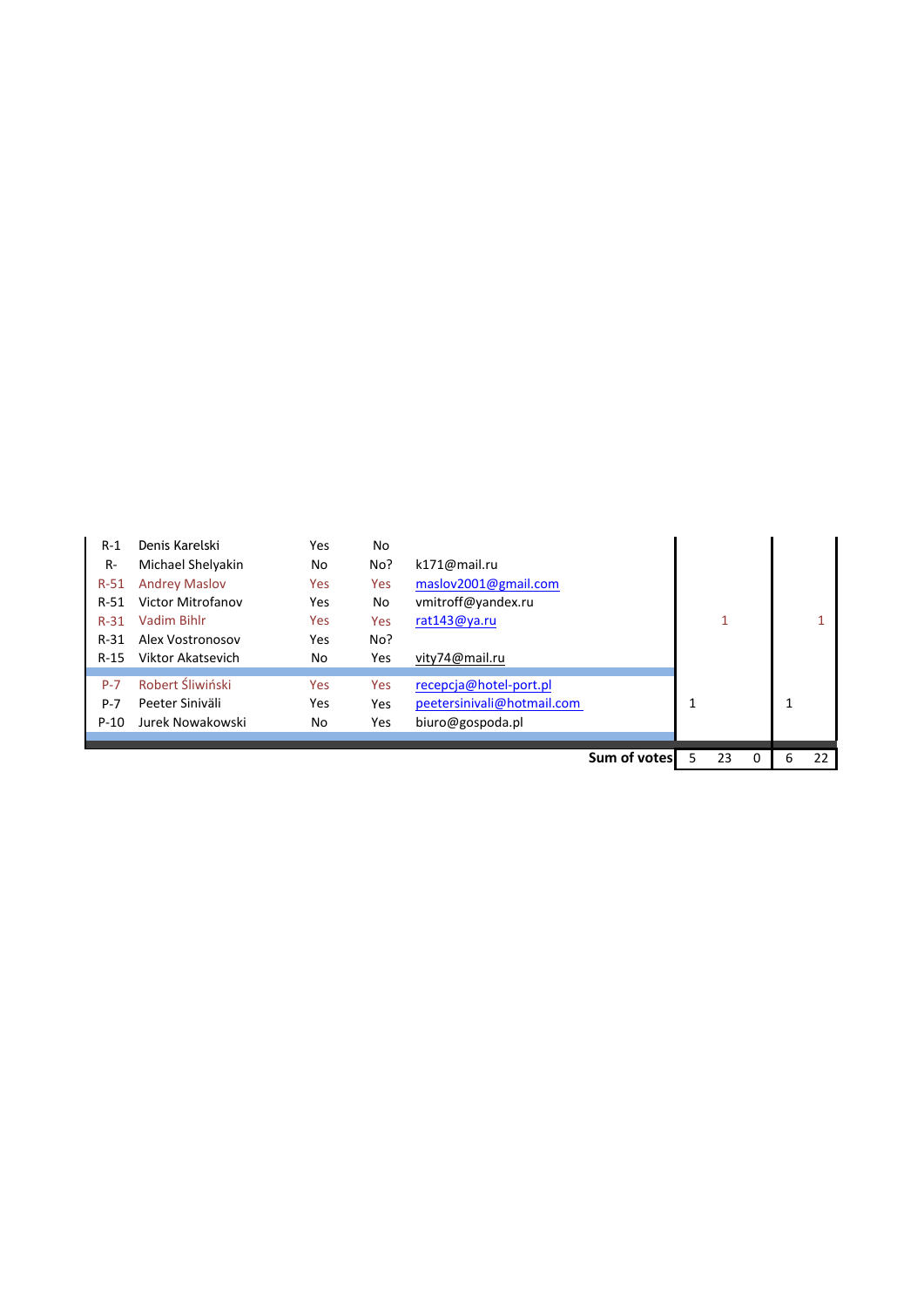| | | | | | | | | | |
|---|---|---|---|---|---|---|---|---|---|
| R-1 | Denis Karelski | Yes | No | | | | | | |
| R- | Michael Shelyakin | No | No? | k171@mail.ru | | | | | |
| R-51 | Andrey Maslov | Yes | Yes | maslov2001@gmail.com | | | | | |
| R-51 | Victor Mitrofanov | Yes | No | vmitroff@yandex.ru | | | | | |
| R-31 | Vadim Bihlr | Yes | Yes | rat143@ya.ru | | 1 | | | 1 |
| R-31 | Alex Vostronosov | Yes | No? | | | | | | |
| R-15 | Viktor Akatsevich | No | Yes | vity74@mail.ru | | | | | |
| P-7 | Robert Śliwiński | Yes | Yes | recepcja@hotel-port.pl | | | | | |
| P-7 | Peeter Siniväli | Yes | Yes | peetersinivali@hotmail.com | 1 | | | 1 | |
| P-10 | Jurek Nowakowski | No | Yes | biuro@gospoda.pl | | | | | |
| | | | | **Sum of votes** | 5 | 23 | 0 | 6 | 22 |